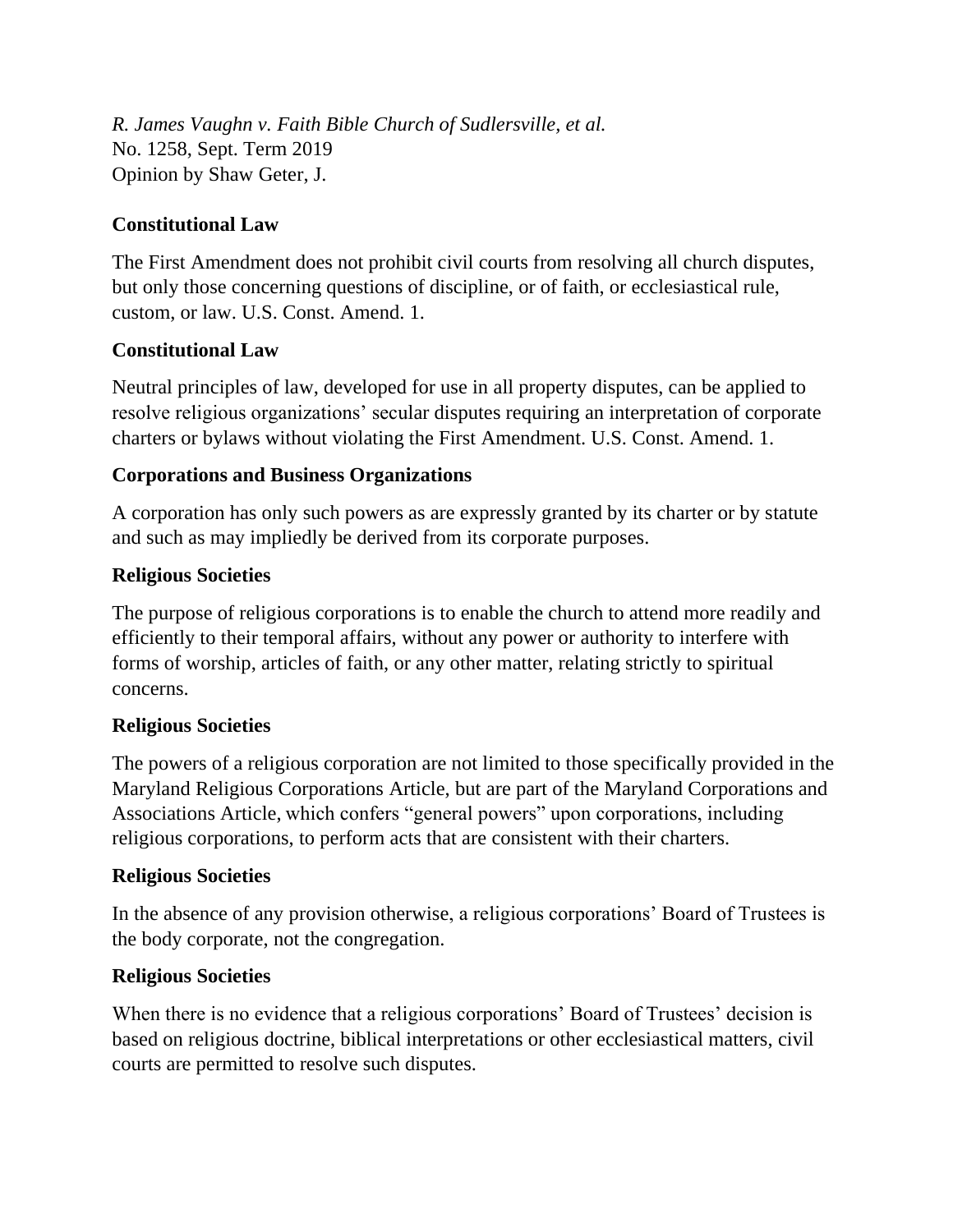*R. James Vaughn v. Faith Bible Church of Sudlersville, et al.*
No. 1258, Sept. Term 2019
Opinion by Shaw Geter, J.

**Constitutional Law**

The First Amendment does not prohibit civil courts from resolving all church disputes, but only those concerning questions of discipline, or of faith, or ecclesiastical rule, custom, or law. U.S. Const. Amend. 1.

**Constitutional Law**

Neutral principles of law, developed for use in all property disputes, can be applied to resolve religious organizations' secular disputes requiring an interpretation of corporate charters or bylaws without violating the First Amendment. U.S. Const. Amend. 1.

**Corporations and Business Organizations**

A corporation has only such powers as are expressly granted by its charter or by statute and such as may impliedly be derived from its corporate purposes.

**Religious Societies**

The purpose of religious corporations is to enable the church to attend more readily and efficiently to their temporal affairs, without any power or authority to interfere with forms of worship, articles of faith, or any other matter, relating strictly to spiritual concerns.

**Religious Societies**

The powers of a religious corporation are not limited to those specifically provided in the Maryland Religious Corporations Article, but are part of the Maryland Corporations and Associations Article, which confers "general powers" upon corporations, including religious corporations, to perform acts that are consistent with their charters.

**Religious Societies**

In the absence of any provision otherwise, a religious corporations' Board of Trustees is the body corporate, not the congregation.

**Religious Societies**

When there is no evidence that a religious corporations' Board of Trustees' decision is based on religious doctrine, biblical interpretations or other ecclesiastical matters, civil courts are permitted to resolve such disputes.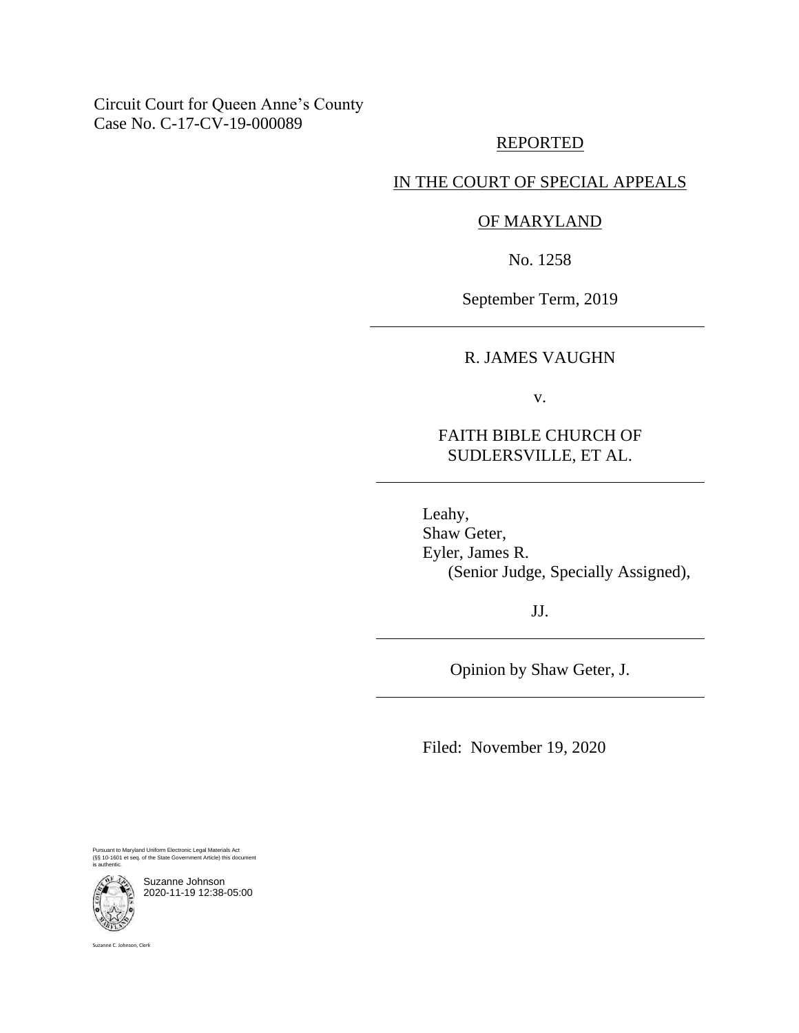Circuit Court for Queen Anne's County
Case No. C-17-CV-19-000089

REPORTED

IN THE COURT OF SPECIAL APPEALS

OF MARYLAND

No. 1258

September Term, 2019

---

R. JAMES VAUGHN

v.

FAITH BIBLE CHURCH OF SUDLERSVILLE, ET AL.

---

Leahy,
Shaw Geter,
Eyler, James R.
(Senior Judge, Specially Assigned),

JJ.

---

Opinion by Shaw Geter, J.

---

Filed: November 19, 2020

Pursuant to Maryland Uniform Electronic Legal Materials Act (§§ 10-1601 et seq. of the State Government Article) this document is authentic.

Suzanne Johnson
2020-11-19 12:38-05:00

Suzanne C. Johnson, Clerk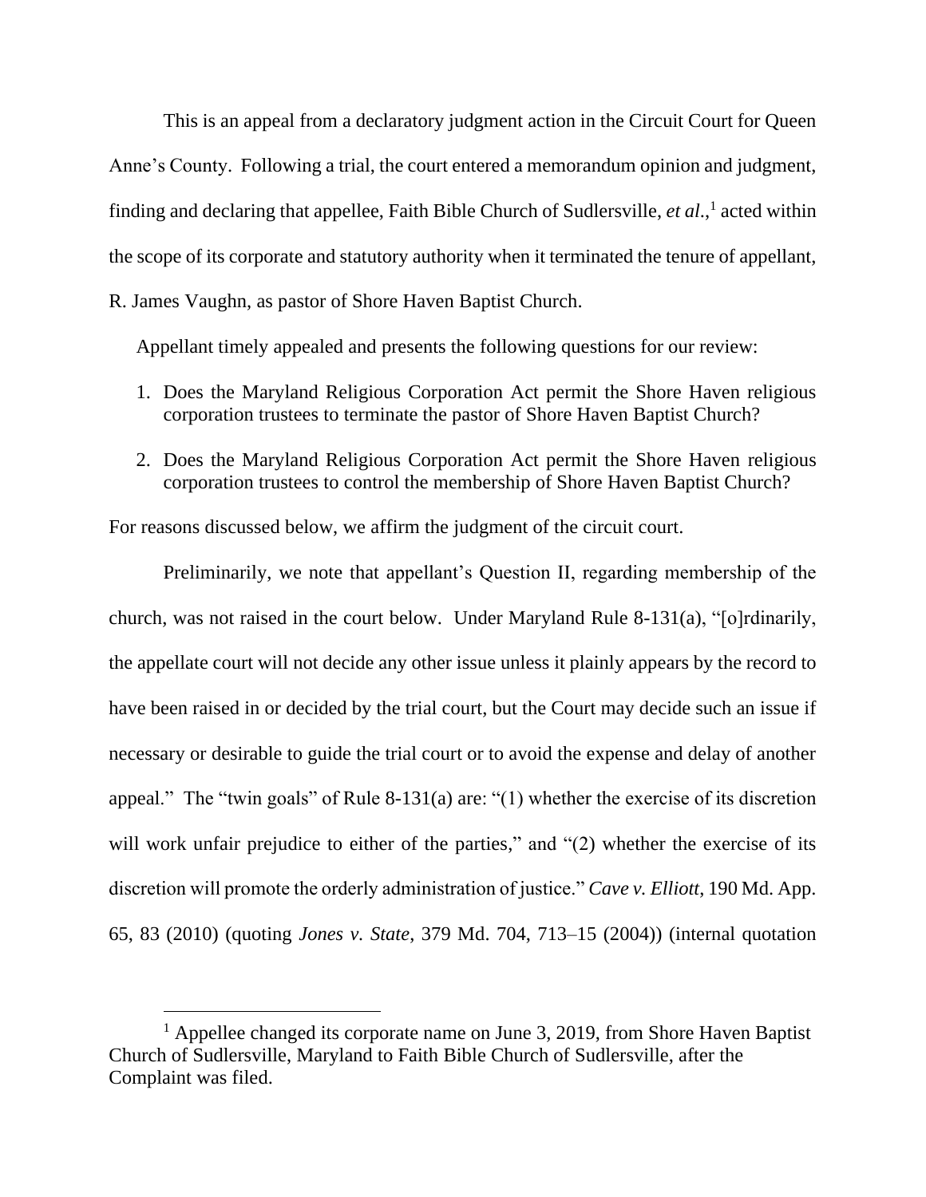This is an appeal from a declaratory judgment action in the Circuit Court for Queen Anne's County. Following a trial, the court entered a memorandum opinion and judgment, finding and declaring that appellee, Faith Bible Church of Sudlersville, *et al.*,[1] acted within the scope of its corporate and statutory authority when it terminated the tenure of appellant, R. James Vaughn, as pastor of Shore Haven Baptist Church.

Appellant timely appealed and presents the following questions for our review:

1. Does the Maryland Religious Corporation Act permit the Shore Haven religious corporation trustees to terminate the pastor of Shore Haven Baptist Church?
2. Does the Maryland Religious Corporation Act permit the Shore Haven religious corporation trustees to control the membership of Shore Haven Baptist Church?

For reasons discussed below, we affirm the judgment of the circuit court.

Preliminarily, we note that appellant's Question II, regarding membership of the church, was not raised in the court below. Under Maryland Rule 8-131(a), "[o]rdinarily, the appellate court will not decide any other issue unless it plainly appears by the record to have been raised in or decided by the trial court, but the Court may decide such an issue if necessary or desirable to guide the trial court or to avoid the expense and delay of another appeal." The "twin goals" of Rule 8-131(a) are: "(1) whether the exercise of its discretion will work unfair prejudice to either of the parties," and "(2) whether the exercise of its discretion will promote the orderly administration of justice." *Cave v. Elliott*, 190 Md. App. 65, 83 (2010) (quoting *Jones v. State*, 379 Md. 704, 713–15 (2004)) (internal quotation

---

[1] Appellee changed its corporate name on June 3, 2019, from Shore Haven Baptist Church of Sudlersville, Maryland to Faith Bible Church of Sudlersville, after the Complaint was filed.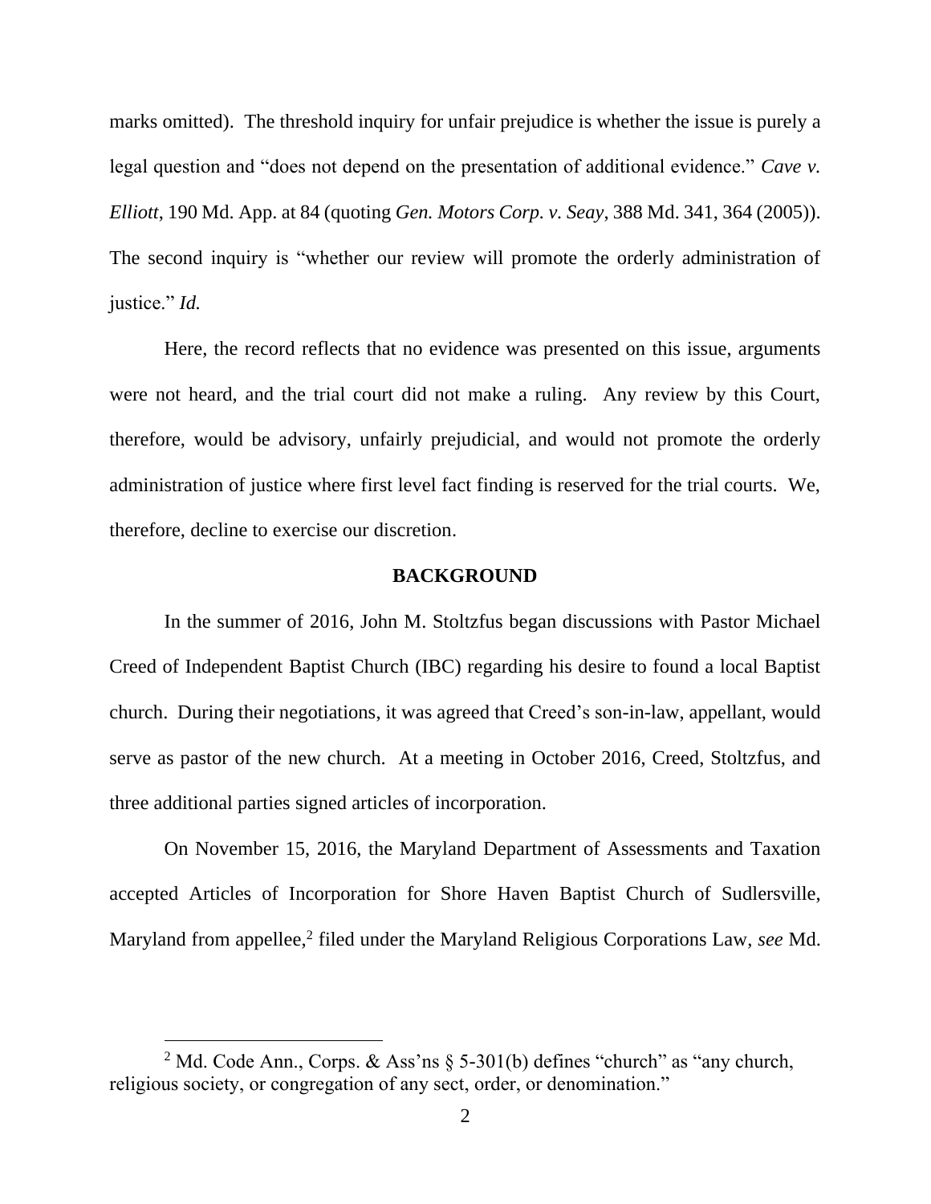marks omitted). The threshold inquiry for unfair prejudice is whether the issue is purely a legal question and "does not depend on the presentation of additional evidence." *Cave v. Elliott*, 190 Md. App. at 84 (quoting *Gen. Motors Corp. v. Seay*, 388 Md. 341, 364 (2005)). The second inquiry is "whether our review will promote the orderly administration of justice." *Id.*

Here, the record reflects that no evidence was presented on this issue, arguments were not heard, and the trial court did not make a ruling. Any review by this Court, therefore, would be advisory, unfairly prejudicial, and would not promote the orderly administration of justice where first level fact finding is reserved for the trial courts. We, therefore, decline to exercise our discretion.

## BACKGROUND

In the summer of 2016, John M. Stoltzfus began discussions with Pastor Michael Creed of Independent Baptist Church (IBC) regarding his desire to found a local Baptist church. During their negotiations, it was agreed that Creed's son-in-law, appellant, would serve as pastor of the new church. At a meeting in October 2016, Creed, Stoltzfus, and three additional parties signed articles of incorporation.

On November 15, 2016, the Maryland Department of Assessments and Taxation accepted Articles of Incorporation for Shore Haven Baptist Church of Sudlersville, Maryland from appellee,[2] filed under the Maryland Religious Corporations Law, *see* Md.

[2] Md. Code Ann., Corps. & Ass'ns § 5-301(b) defines "church" as "any church, religious society, or congregation of any sect, order, or denomination."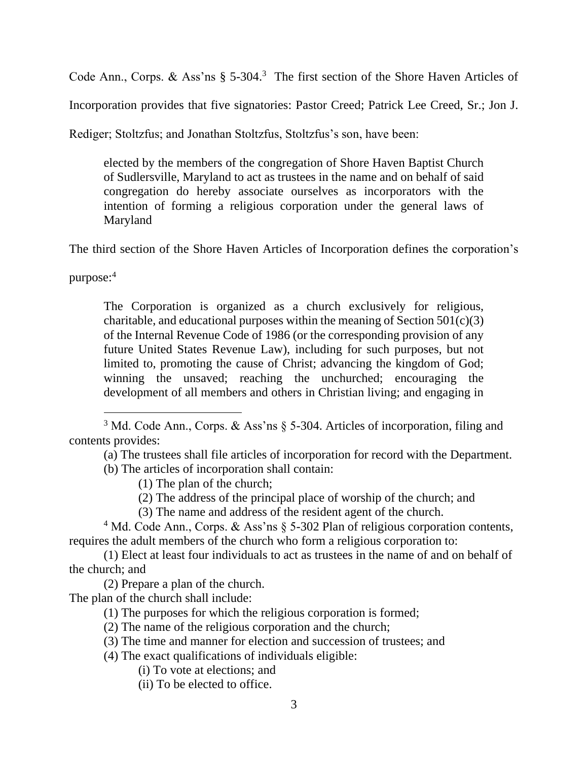Code Ann., Corps. & Ass'ns § 5-304.[3] The first section of the Shore Haven Articles of Incorporation provides that five signatories: Pastor Creed; Patrick Lee Creed, Sr.; Jon J. Rediger; Stoltzfus; and Jonathan Stoltzfus, Stoltzfus's son, have been:

> elected by the members of the congregation of Shore Haven Baptist Church of Sudlersville, Maryland to act as trustees in the name and on behalf of said congregation do hereby associate ourselves as incorporators with the intention of forming a religious corporation under the general laws of Maryland

The third section of the Shore Haven Articles of Incorporation defines the corporation's purpose:[4]

> The Corporation is organized as a church exclusively for religious, charitable, and educational purposes within the meaning of Section 501(c)(3) of the Internal Revenue Code of 1986 (or the corresponding provision of any future United States Revenue Law), including for such purposes, but not limited to, promoting the cause of Christ; advancing the kingdom of God; winning the unsaved; reaching the unchurched; encouraging the development of all members and others in Christian living; and engaging in

---

[3] Md. Code Ann., Corps. & Ass'ns § 5-304. Articles of incorporation, filing and contents provides:

(a) The trustees shall file articles of incorporation for record with the Department.

(b) The articles of incorporation shall contain:

(1) The plan of the church;

(2) The address of the principal place of worship of the church; and

(3) The name and address of the resident agent of the church.

[4] Md. Code Ann., Corps. & Ass'ns § 5-302 Plan of religious corporation contents, requires the adult members of the church who form a religious corporation to:

(1) Elect at least four individuals to act as trustees in the name of and on behalf of the church; and

(2) Prepare a plan of the church.

The plan of the church shall include:

(1) The purposes for which the religious corporation is formed;

(2) The name of the religious corporation and the church;

(3) The time and manner for election and succession of trustees; and

(4) The exact qualifications of individuals eligible:

(i) To vote at elections; and

(ii) To be elected to office.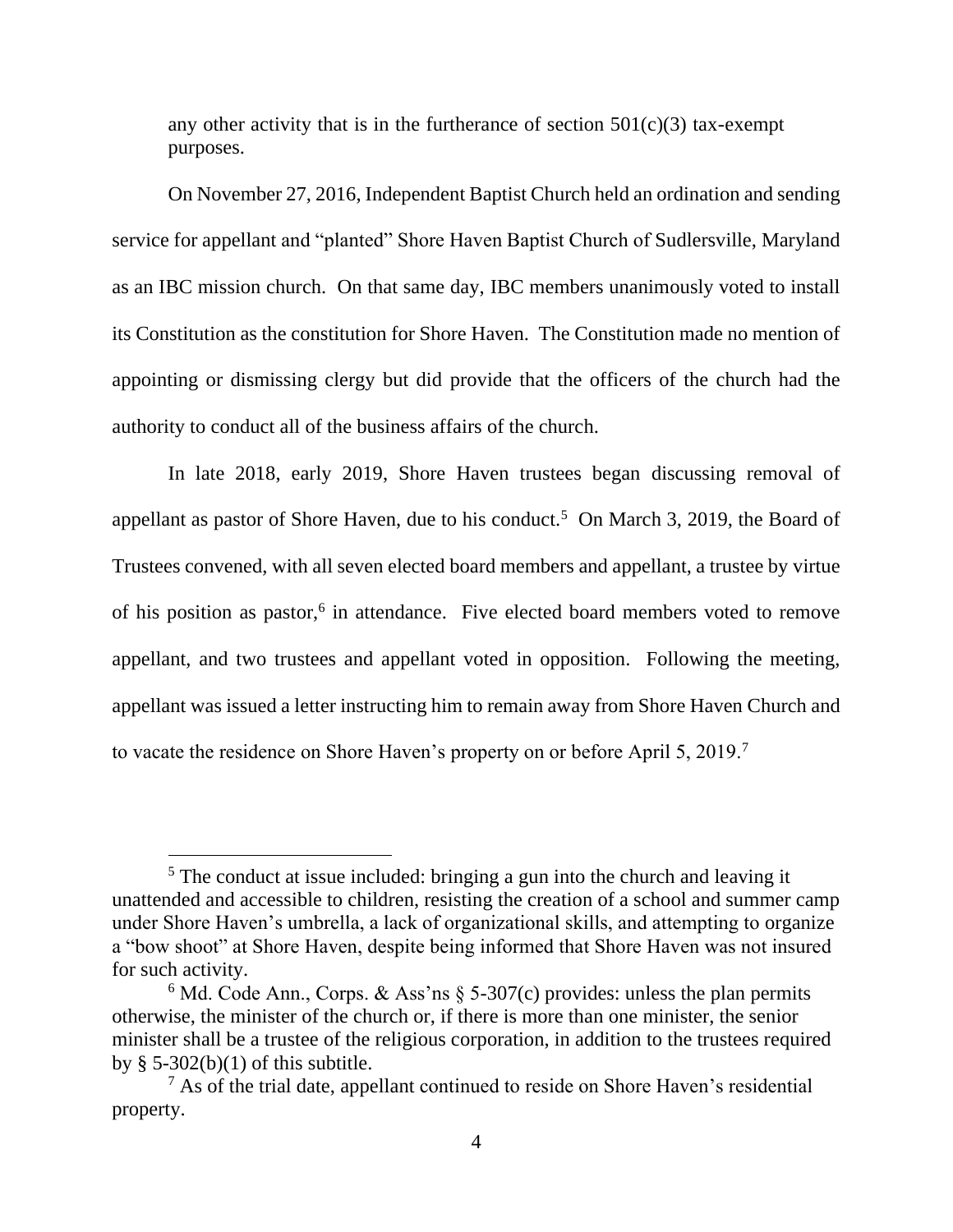any other activity that is in the furtherance of section 501(c)(3) tax-exempt purposes.

On November 27, 2016, Independent Baptist Church held an ordination and sending service for appellant and "planted" Shore Haven Baptist Church of Sudlersville, Maryland as an IBC mission church. On that same day, IBC members unanimously voted to install its Constitution as the constitution for Shore Haven. The Constitution made no mention of appointing or dismissing clergy but did provide that the officers of the church had the authority to conduct all of the business affairs of the church.

In late 2018, early 2019, Shore Haven trustees began discussing removal of appellant as pastor of Shore Haven, due to his conduct.[5] On March 3, 2019, the Board of Trustees convened, with all seven elected board members and appellant, a trustee by virtue of his position as pastor,[6] in attendance. Five elected board members voted to remove appellant, and two trustees and appellant voted in opposition. Following the meeting, appellant was issued a letter instructing him to remain away from Shore Haven Church and to vacate the residence on Shore Haven's property on or before April 5, 2019.[7]

---

[5] The conduct at issue included: bringing a gun into the church and leaving it unattended and accessible to children, resisting the creation of a school and summer camp under Shore Haven's umbrella, a lack of organizational skills, and attempting to organize a "bow shoot" at Shore Haven, despite being informed that Shore Haven was not insured for such activity.

[6] Md. Code Ann., Corps. & Ass'ns § 5-307(c) provides: unless the plan permits otherwise, the minister of the church or, if there is more than one minister, the senior minister shall be a trustee of the religious corporation, in addition to the trustees required by § 5-302(b)(1) of this subtitle.

[7] As of the trial date, appellant continued to reside on Shore Haven's residential property.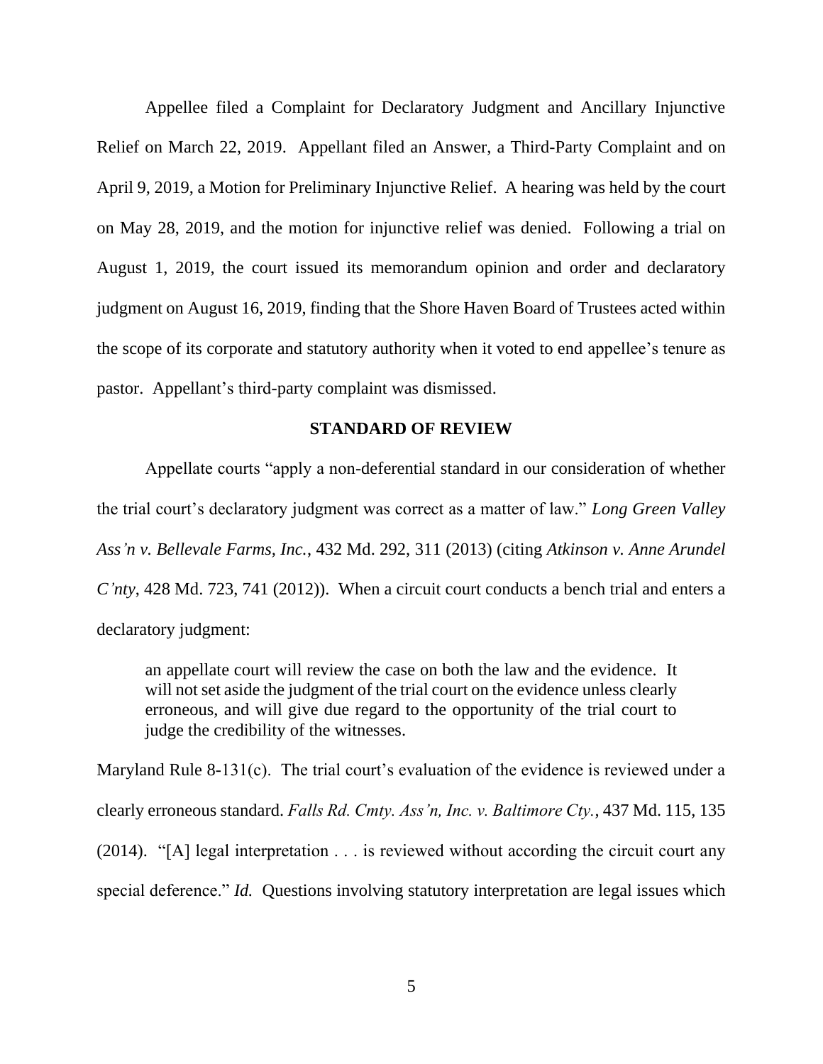Appellee filed a Complaint for Declaratory Judgment and Ancillary Injunctive Relief on March 22, 2019. Appellant filed an Answer, a Third-Party Complaint and on April 9, 2019, a Motion for Preliminary Injunctive Relief. A hearing was held by the court on May 28, 2019, and the motion for injunctive relief was denied. Following a trial on August 1, 2019, the court issued its memorandum opinion and order and declaratory judgment on August 16, 2019, finding that the Shore Haven Board of Trustees acted within the scope of its corporate and statutory authority when it voted to end appellee's tenure as pastor. Appellant's third-party complaint was dismissed.

## STANDARD OF REVIEW

Appellate courts "apply a non-deferential standard in our consideration of whether the trial court's declaratory judgment was correct as a matter of law." *Long Green Valley Ass'n v. Bellevale Farms, Inc.*, 432 Md. 292, 311 (2013) (citing *Atkinson v. Anne Arundel C'nty*, 428 Md. 723, 741 (2012)). When a circuit court conducts a bench trial and enters a declaratory judgment:

> an appellate court will review the case on both the law and the evidence. It will not set aside the judgment of the trial court on the evidence unless clearly erroneous, and will give due regard to the opportunity of the trial court to judge the credibility of the witnesses.

Maryland Rule 8-131(c). The trial court's evaluation of the evidence is reviewed under a clearly erroneous standard. *Falls Rd. Cmty. Ass'n, Inc. v. Baltimore Cty.*, 437 Md. 115, 135 (2014). "[A] legal interpretation . . . is reviewed without according the circuit court any special deference." *Id.* Questions involving statutory interpretation are legal issues which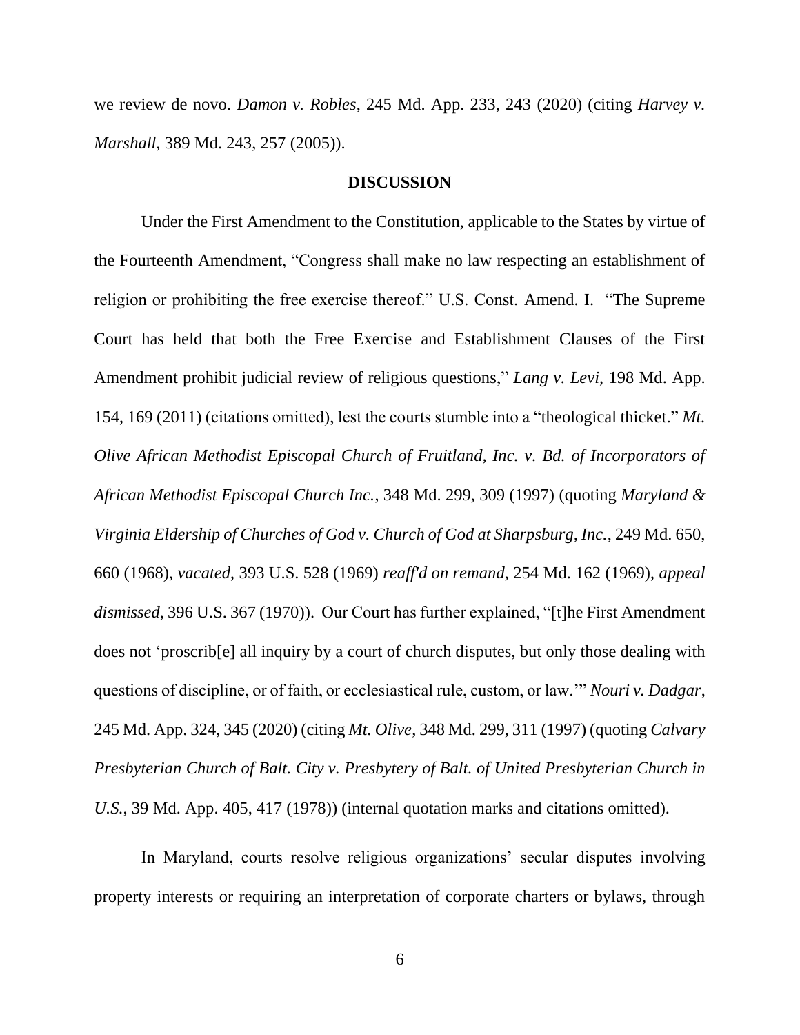we review de novo. *Damon v. Robles*, 245 Md. App. 233, 243 (2020) (citing *Harvey v. Marshall*, 389 Md. 243, 257 (2005)).

## DISCUSSION

Under the First Amendment to the Constitution, applicable to the States by virtue of the Fourteenth Amendment, "Congress shall make no law respecting an establishment of religion or prohibiting the free exercise thereof." U.S. Const. Amend. I. "The Supreme Court has held that both the Free Exercise and Establishment Clauses of the First Amendment prohibit judicial review of religious questions," *Lang v. Levi*, 198 Md. App. 154, 169 (2011) (citations omitted), lest the courts stumble into a "theological thicket." *Mt. Olive African Methodist Episcopal Church of Fruitland, Inc. v. Bd. of Incorporators of African Methodist Episcopal Church Inc.*, 348 Md. 299, 309 (1997) (quoting *Maryland & Virginia Eldership of Churches of God v. Church of God at Sharpsburg, Inc.*, 249 Md. 650, 660 (1968), *vacated*, 393 U.S. 528 (1969) *reaff'd on remand*, 254 Md. 162 (1969), *appeal dismissed*, 396 U.S. 367 (1970)). Our Court has further explained, "[t]he First Amendment does not 'proscrib[e] all inquiry by a court of church disputes, but only those dealing with questions of discipline, or of faith, or ecclesiastical rule, custom, or law.'" *Nouri v. Dadgar*, 245 Md. App. 324, 345 (2020) (citing *Mt. Olive*, 348 Md. 299, 311 (1997) (quoting *Calvary Presbyterian Church of Balt. City v. Presbytery of Balt. of United Presbyterian Church in U.S.*, 39 Md. App. 405, 417 (1978)) (internal quotation marks and citations omitted).

In Maryland, courts resolve religious organizations' secular disputes involving property interests or requiring an interpretation of corporate charters or bylaws, through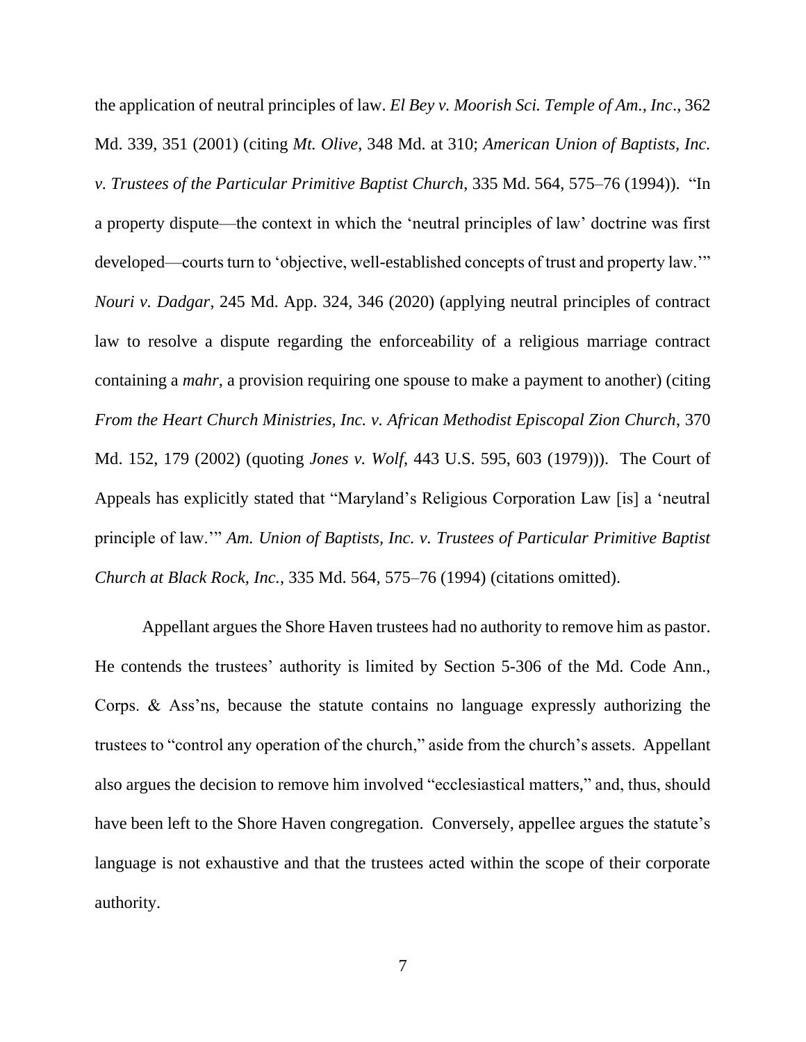the application of neutral principles of law. *El Bey v. Moorish Sci. Temple of Am., Inc*., 362 Md. 339, 351 (2001) (citing *Mt. Olive*, 348 Md. at 310; *American Union of Baptists, Inc. v. Trustees of the Particular Primitive Baptist Church*, 335 Md. 564, 575–76 (1994)). "In a property dispute—the context in which the 'neutral principles of law' doctrine was first developed—courts turn to 'objective, well-established concepts of trust and property law.'" *Nouri v. Dadgar*, 245 Md. App. 324, 346 (2020) (applying neutral principles of contract law to resolve a dispute regarding the enforceability of a religious marriage contract containing a *mahr*, a provision requiring one spouse to make a payment to another) (citing *From the Heart Church Ministries, Inc. v. African Methodist Episcopal Zion Church*, 370 Md. 152, 179 (2002) (quoting *Jones v. Wolf*, 443 U.S. 595, 603 (1979))). The Court of Appeals has explicitly stated that "Maryland's Religious Corporation Law [is] a 'neutral principle of law.'" *Am. Union of Baptists, Inc. v. Trustees of Particular Primitive Baptist Church at Black Rock, Inc.*, 335 Md. 564, 575–76 (1994) (citations omitted).

Appellant argues the Shore Haven trustees had no authority to remove him as pastor. He contends the trustees' authority is limited by Section 5-306 of the Md. Code Ann., Corps. & Ass'ns, because the statute contains no language expressly authorizing the trustees to "control any operation of the church," aside from the church's assets. Appellant also argues the decision to remove him involved "ecclesiastical matters," and, thus, should have been left to the Shore Haven congregation. Conversely, appellee argues the statute's language is not exhaustive and that the trustees acted within the scope of their corporate authority.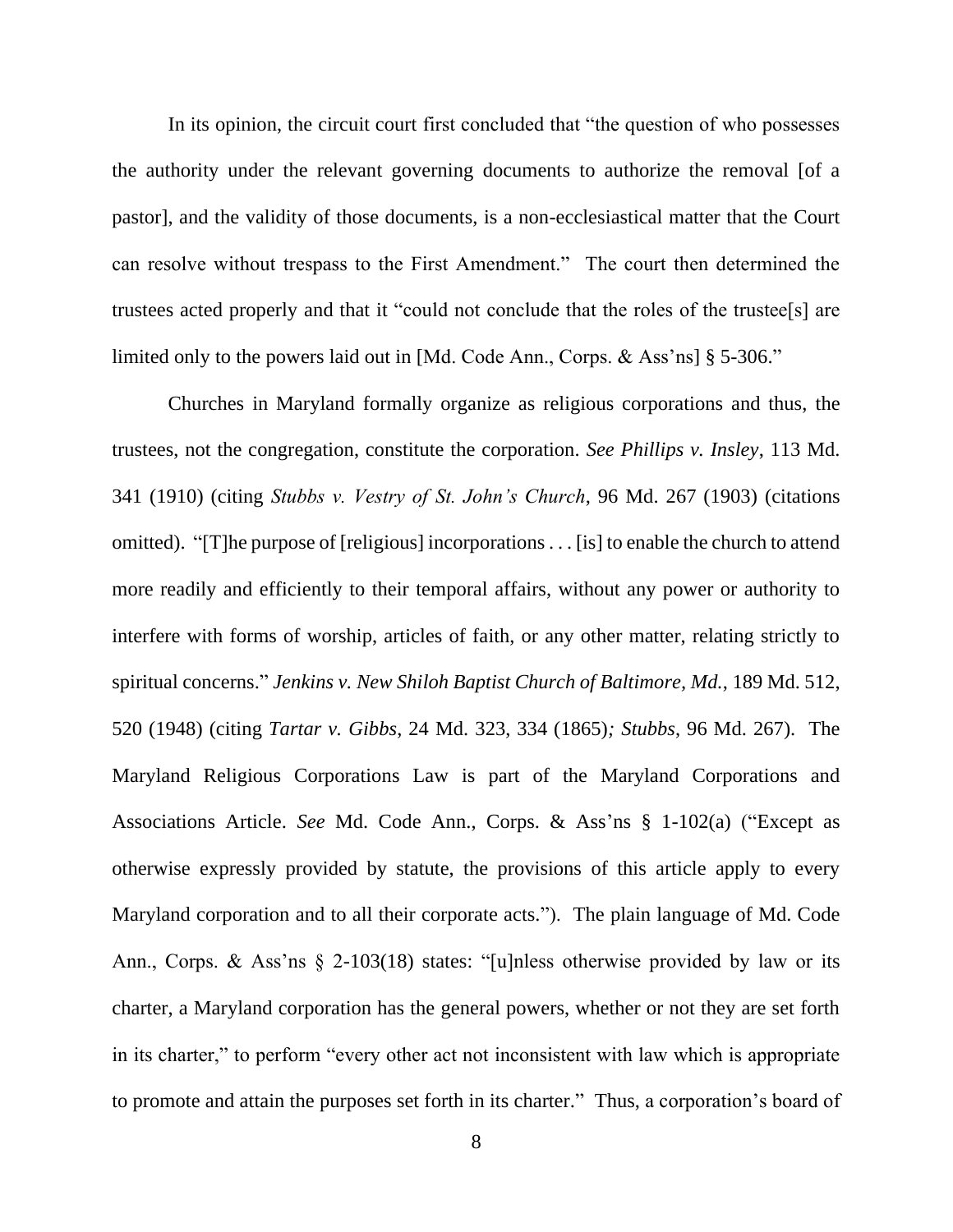In its opinion, the circuit court first concluded that "the question of who possesses the authority under the relevant governing documents to authorize the removal [of a pastor], and the validity of those documents, is a non-ecclesiastical matter that the Court can resolve without trespass to the First Amendment." The court then determined the trustees acted properly and that it "could not conclude that the roles of the trustee[s] are limited only to the powers laid out in [Md. Code Ann., Corps. & Ass'ns] § 5-306."

Churches in Maryland formally organize as religious corporations and thus, the trustees, not the congregation, constitute the corporation. *See Phillips v. Insley*, 113 Md. 341 (1910) (citing *Stubbs v. Vestry of St. John's Church*, 96 Md. 267 (1903) (citations omitted). "[T]he purpose of [religious] incorporations . . . [is] to enable the church to attend more readily and efficiently to their temporal affairs, without any power or authority to interfere with forms of worship, articles of faith, or any other matter, relating strictly to spiritual concerns." *Jenkins v. New Shiloh Baptist Church of Baltimore, Md.*, 189 Md. 512, 520 (1948) (citing *Tartar v. Gibbs*, 24 Md. 323, 334 (1865)*; Stubbs*, 96 Md. 267). The Maryland Religious Corporations Law is part of the Maryland Corporations and Associations Article. *See* Md. Code Ann., Corps. & Ass'ns § 1-102(a) ("Except as otherwise expressly provided by statute, the provisions of this article apply to every Maryland corporation and to all their corporate acts."). The plain language of Md. Code Ann., Corps. & Ass'ns § 2-103(18) states: "[u]nless otherwise provided by law or its charter, a Maryland corporation has the general powers, whether or not they are set forth in its charter," to perform "every other act not inconsistent with law which is appropriate to promote and attain the purposes set forth in its charter." Thus, a corporation's board of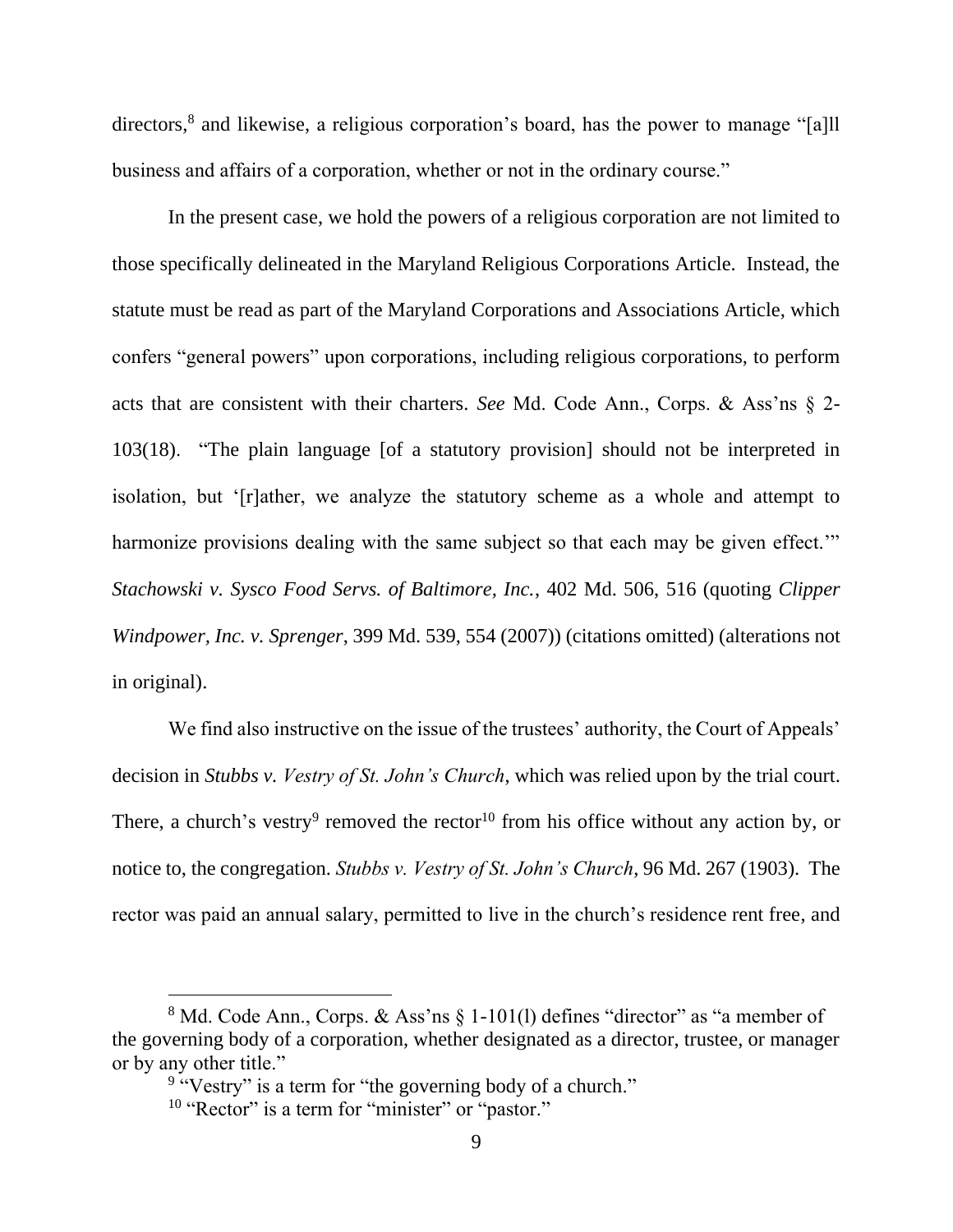directors,[8] and likewise, a religious corporation's board, has the power to manage "[a]ll business and affairs of a corporation, whether or not in the ordinary course."

In the present case, we hold the powers of a religious corporation are not limited to those specifically delineated in the Maryland Religious Corporations Article. Instead, the statute must be read as part of the Maryland Corporations and Associations Article, which confers "general powers" upon corporations, including religious corporations, to perform acts that are consistent with their charters. *See* Md. Code Ann., Corps. & Ass'ns § 2-103(18). "The plain language [of a statutory provision] should not be interpreted in isolation, but '[r]ather, we analyze the statutory scheme as a whole and attempt to harmonize provisions dealing with the same subject so that each may be given effect.'" *Stachowski v. Sysco Food Servs. of Baltimore, Inc.*, 402 Md. 506, 516 (quoting *Clipper Windpower, Inc. v. Sprenger*, 399 Md. 539, 554 (2007)) (citations omitted) (alterations not in original).

We find also instructive on the issue of the trustees' authority, the Court of Appeals' decision in *Stubbs v. Vestry of St. John's Church*, which was relied upon by the trial court. There, a church's vestry[9] removed the rector[10] from his office without any action by, or notice to, the congregation. *Stubbs v. Vestry of St. John's Church*, 96 Md. 267 (1903). The rector was paid an annual salary, permitted to live in the church's residence rent free, and

---

[8] Md. Code Ann., Corps. & Ass'ns § 1-101(l) defines "director" as "a member of the governing body of a corporation, whether designated as a director, trustee, or manager or by any other title."

[9] "Vestry" is a term for "the governing body of a church."

[10] "Rector" is a term for "minister" or "pastor."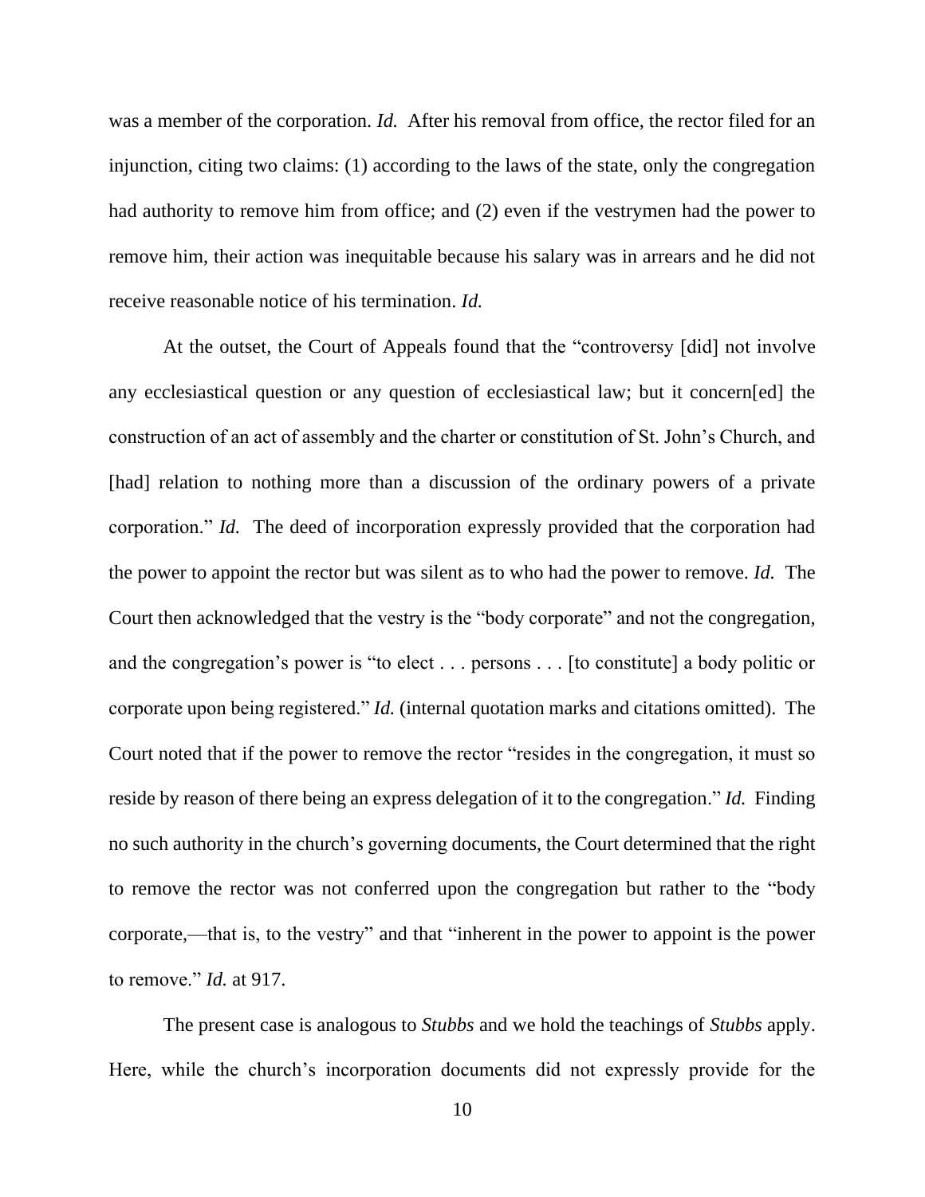was a member of the corporation. *Id.* After his removal from office, the rector filed for an injunction, citing two claims: (1) according to the laws of the state, only the congregation had authority to remove him from office; and (2) even if the vestrymen had the power to remove him, their action was inequitable because his salary was in arrears and he did not receive reasonable notice of his termination. *Id.*

At the outset, the Court of Appeals found that the "controversy [did] not involve any ecclesiastical question or any question of ecclesiastical law; but it concern[ed] the construction of an act of assembly and the charter or constitution of St. John's Church, and [had] relation to nothing more than a discussion of the ordinary powers of a private corporation." *Id.* The deed of incorporation expressly provided that the corporation had the power to appoint the rector but was silent as to who had the power to remove. *Id.* The Court then acknowledged that the vestry is the "body corporate" and not the congregation, and the congregation's power is "to elect . . . persons . . . [to constitute] a body politic or corporate upon being registered." *Id.* (internal quotation marks and citations omitted). The Court noted that if the power to remove the rector "resides in the congregation, it must so reside by reason of there being an express delegation of it to the congregation." *Id.* Finding no such authority in the church's governing documents, the Court determined that the right to remove the rector was not conferred upon the congregation but rather to the "body corporate,—that is, to the vestry" and that "inherent in the power to appoint is the power to remove." *Id.* at 917.

The present case is analogous to *Stubbs* and we hold the teachings of *Stubbs* apply. Here, while the church's incorporation documents did not expressly provide for the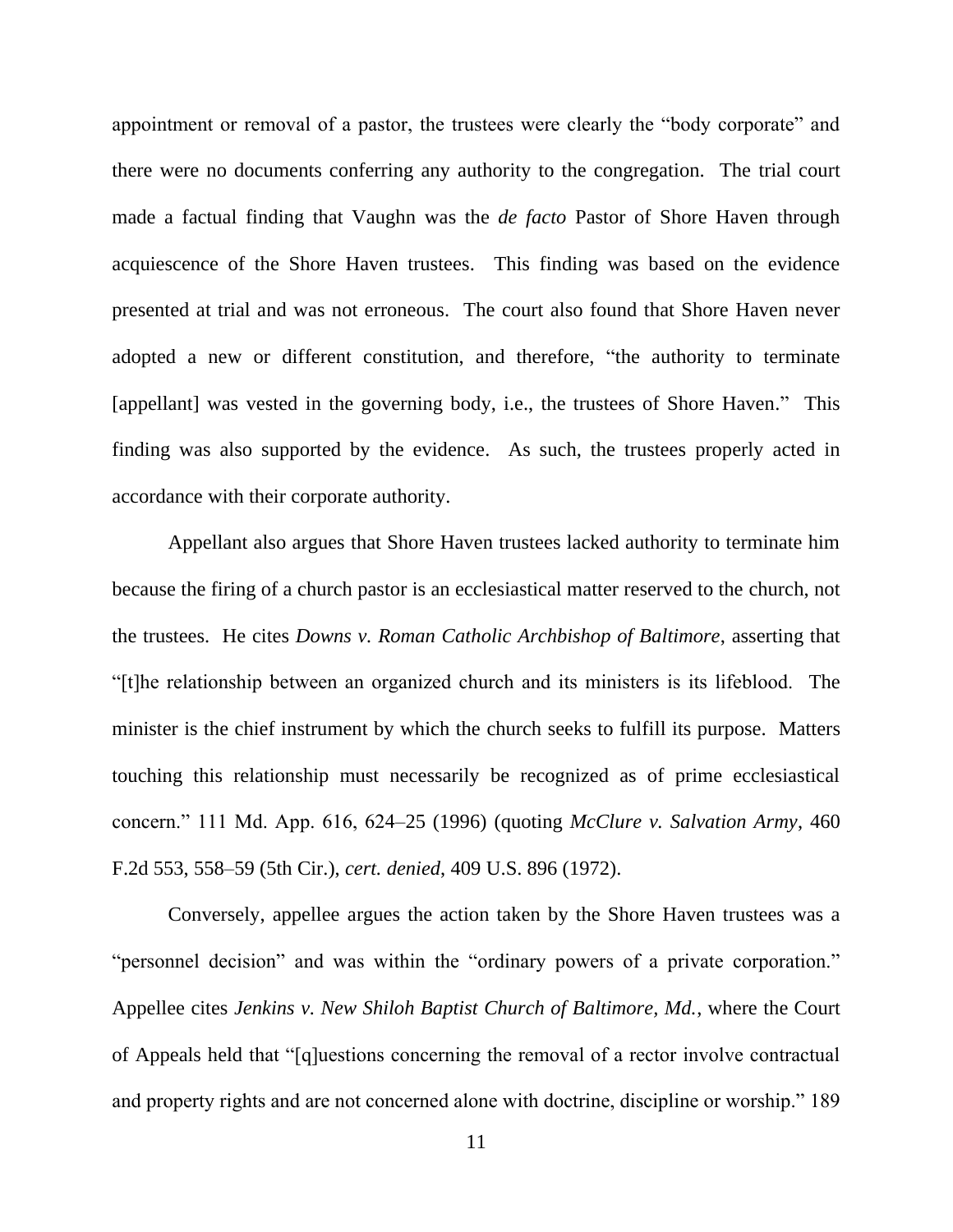appointment or removal of a pastor, the trustees were clearly the "body corporate" and there were no documents conferring any authority to the congregation. The trial court made a factual finding that Vaughn was the *de facto* Pastor of Shore Haven through acquiescence of the Shore Haven trustees. This finding was based on the evidence presented at trial and was not erroneous. The court also found that Shore Haven never adopted a new or different constitution, and therefore, "the authority to terminate [appellant] was vested in the governing body, i.e., the trustees of Shore Haven." This finding was also supported by the evidence. As such, the trustees properly acted in accordance with their corporate authority.

Appellant also argues that Shore Haven trustees lacked authority to terminate him because the firing of a church pastor is an ecclesiastical matter reserved to the church, not the trustees. He cites *Downs v. Roman Catholic Archbishop of Baltimore*, asserting that "[t]he relationship between an organized church and its ministers is its lifeblood. The minister is the chief instrument by which the church seeks to fulfill its purpose. Matters touching this relationship must necessarily be recognized as of prime ecclesiastical concern." 111 Md. App. 616, 624–25 (1996) (quoting *McClure v. Salvation Army*, 460 F.2d 553, 558–59 (5th Cir.), *cert. denied*, 409 U.S. 896 (1972).

Conversely, appellee argues the action taken by the Shore Haven trustees was a "personnel decision" and was within the "ordinary powers of a private corporation." Appellee cites *Jenkins v. New Shiloh Baptist Church of Baltimore, Md.*, where the Court of Appeals held that "[q]uestions concerning the removal of a rector involve contractual and property rights and are not concerned alone with doctrine, discipline or worship." 189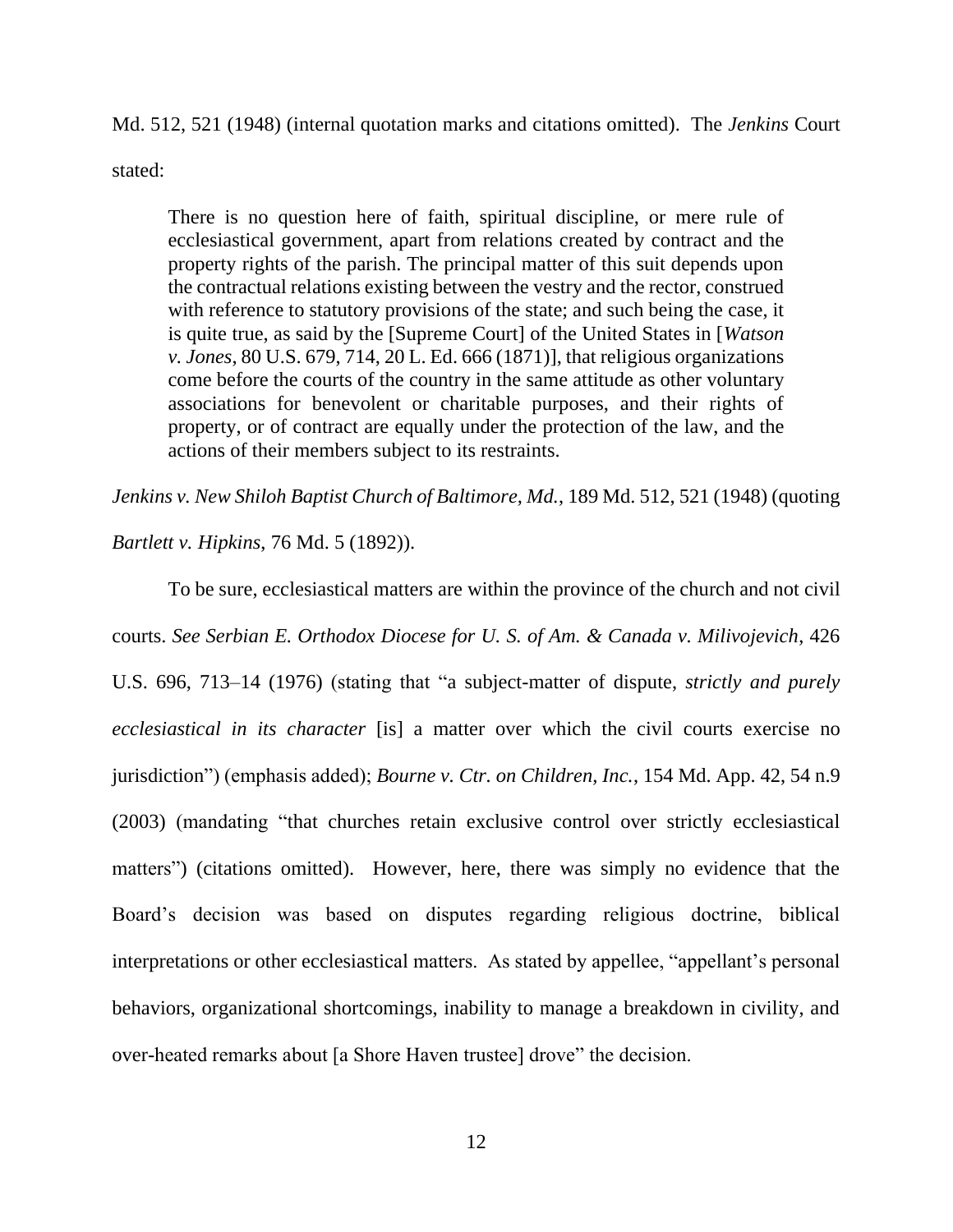Md. 512, 521 (1948) (internal quotation marks and citations omitted). The *Jenkins* Court stated:

> There is no question here of faith, spiritual discipline, or mere rule of ecclesiastical government, apart from relations created by contract and the property rights of the parish. The principal matter of this suit depends upon the contractual relations existing between the vestry and the rector, construed with reference to statutory provisions of the state; and such being the case, it is quite true, as said by the [Supreme Court] of the United States in [*Watson v. Jones*, 80 U.S. 679, 714, 20 L. Ed. 666 (1871)], that religious organizations come before the courts of the country in the same attitude as other voluntary associations for benevolent or charitable purposes, and their rights of property, or of contract are equally under the protection of the law, and the actions of their members subject to its restraints.

*Jenkins v. New Shiloh Baptist Church of Baltimore, Md.*, 189 Md. 512, 521 (1948) (quoting *Bartlett v. Hipkins*, 76 Md. 5 (1892)).

To be sure, ecclesiastical matters are within the province of the church and not civil courts. *See Serbian E. Orthodox Diocese for U. S. of Am. & Canada v. Milivojevich*, 426 U.S. 696, 713–14 (1976) (stating that "a subject-matter of dispute, *strictly and purely ecclesiastical in its character* [is] a matter over which the civil courts exercise no jurisdiction") (emphasis added); *Bourne v. Ctr. on Children, Inc.*, 154 Md. App. 42, 54 n.9 (2003) (mandating "that churches retain exclusive control over strictly ecclesiastical matters") (citations omitted). However, here, there was simply no evidence that the Board's decision was based on disputes regarding religious doctrine, biblical interpretations or other ecclesiastical matters. As stated by appellee, "appellant's personal behaviors, organizational shortcomings, inability to manage a breakdown in civility, and over-heated remarks about [a Shore Haven trustee] drove" the decision.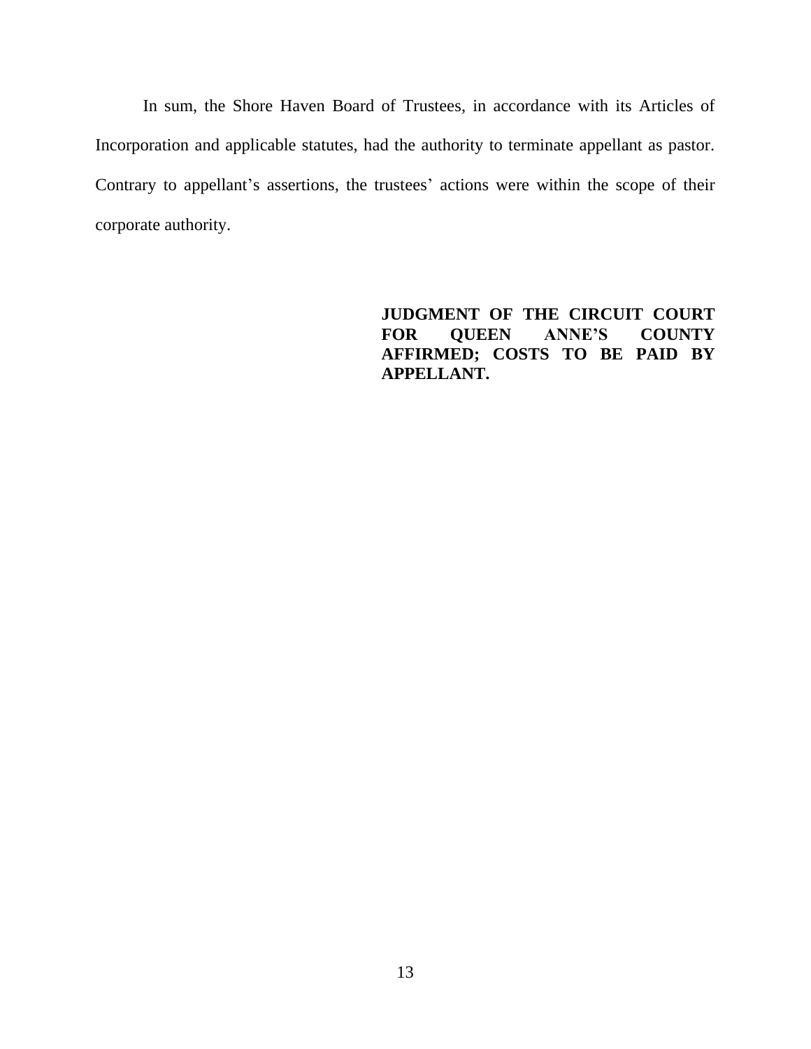In sum, the Shore Haven Board of Trustees, in accordance with its Articles of Incorporation and applicable statutes, had the authority to terminate appellant as pastor. Contrary to appellant's assertions, the trustees' actions were within the scope of their corporate authority.

**JUDGMENT OF THE CIRCUIT COURT FOR QUEEN ANNE'S COUNTY AFFIRMED; COSTS TO BE PAID BY APPELLANT.**